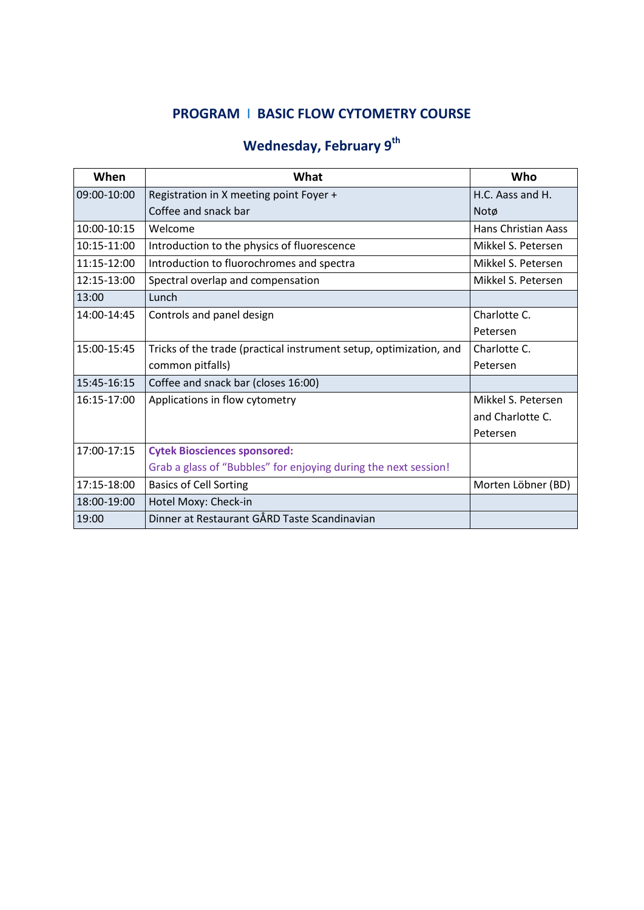## PROGRAM I BASIC FLOW CYTOMETRY COURSE

### Wednesday, February 9th

| When | What | Who |
|---|---|---|
| 09:00-10:00 | Registration in X meeting point Foyer + Coffee and snack bar | H.C. Aass and H. Notø |
| 10:00-10:15 | Welcome | Hans Christian Aass |
| 10:15-11:00 | Introduction to the physics of fluorescence | Mikkel S. Petersen |
| 11:15-12:00 | Introduction to fluorochromes and spectra | Mikkel S. Petersen |
| 12:15-13:00 | Spectral overlap and compensation | Mikkel S. Petersen |
| 13:00 | Lunch | |
| 14:00-14:45 | Controls and panel design | Charlotte C. Petersen |
| 15:00-15:45 | Tricks of the trade (practical instrument setup, optimization, and common pitfalls) | Charlotte C. Petersen |
| 15:45-16:15 | Coffee and snack bar (closes 16:00) | |
| 16:15-17:00 | Applications in flow cytometry | Mikkel S. Petersen and Charlotte C. Petersen |
| 17:00-17:15 | **Cytek Biosciences sponsored:** Grab a glass of "Bubbles" for enjoying during the next session! | |
| 17:15-18:00 | Basics of Cell Sorting | Morten Löbner (BD) |
| 18:00-19:00 | Hotel Moxy: Check-in | |
| 19:00 | Dinner at Restaurant GÅRD Taste Scandinavian | |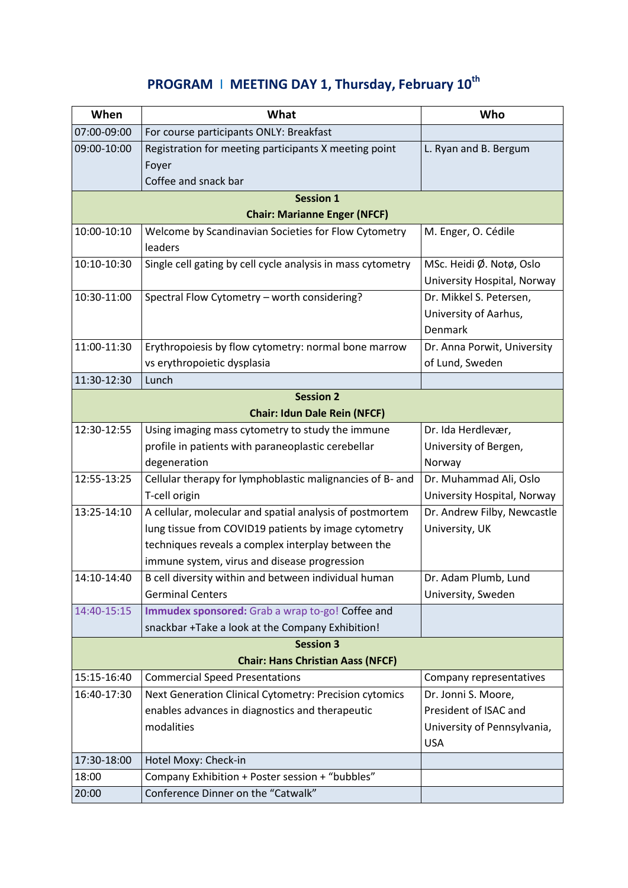# PROGRAM I MEETING DAY 1, Thursday, February 10th

| When | What | Who |
|---|---|---|
| 07:00-09:00 | For course participants ONLY: Breakfast | |
| 09:00-10:00 | Registration for meeting participants X meeting point Foyer<br>Coffee and snack bar | L. Ryan and B. Bergum |
| **Session 1**<br>**Chair: Marianne Enger (NFCF)** | | |
| 10:00-10:10 | Welcome by Scandinavian Societies for Flow Cytometry leaders | M. Enger, O. Cédile |
| 10:10-10:30 | Single cell gating by cell cycle analysis in mass cytometry | MSc. Heidi Ø. Notø, Oslo University Hospital, Norway |
| 10:30-11:00 | Spectral Flow Cytometry – worth considering? | Dr. Mikkel S. Petersen, University of Aarhus, Denmark |
| 11:00-11:30 | Erythropoiesis by flow cytometry: normal bone marrow vs erythropoietic dysplasia | Dr. Anna Porwit, University of Lund, Sweden |
| 11:30-12:30 | Lunch | |
| **Session 2**<br>**Chair: Idun Dale Rein (NFCF)** | | |
| 12:30-12:55 | Using imaging mass cytometry to study the immune profile in patients with paraneoplastic cerebellar degeneration | Dr. Ida Herdlevær, University of Bergen, Norway |
| 12:55-13:25 | Cellular therapy for lymphoblastic malignancies of B- and T-cell origin | Dr. Muhammad Ali, Oslo University Hospital, Norway |
| 13:25-14:10 | A cellular, molecular and spatial analysis of postmortem lung tissue from COVID19 patients by image cytometry techniques reveals a complex interplay between the immune system, virus and disease progression | Dr. Andrew Filby, Newcastle University, UK |
| 14:10-14:40 | B cell diversity within and between individual human Germinal Centers | Dr. Adam Plumb, Lund University, Sweden |
| 14:40-15:15 | **Immudex sponsored:** Grab a wrap to-go! Coffee and snackbar +Take a look at the Company Exhibition! | |
| **Session 3**<br>**Chair: Hans Christian Aass (NFCF)** | | |
| 15:15-16:40 | Commercial Speed Presentations | Company representatives |
| 16:40-17:30 | Next Generation Clinical Cytometry: Precision cytomics enables advances in diagnostics and therapeutic modalities | Dr. Jonni S. Moore, President of ISAC and University of Pennsylvania, USA |
| 17:30-18:00 | Hotel Moxy: Check-in | |
| 18:00 | Company Exhibition + Poster session + "bubbles" | |
| 20:00 | Conference Dinner on the "Catwalk" | |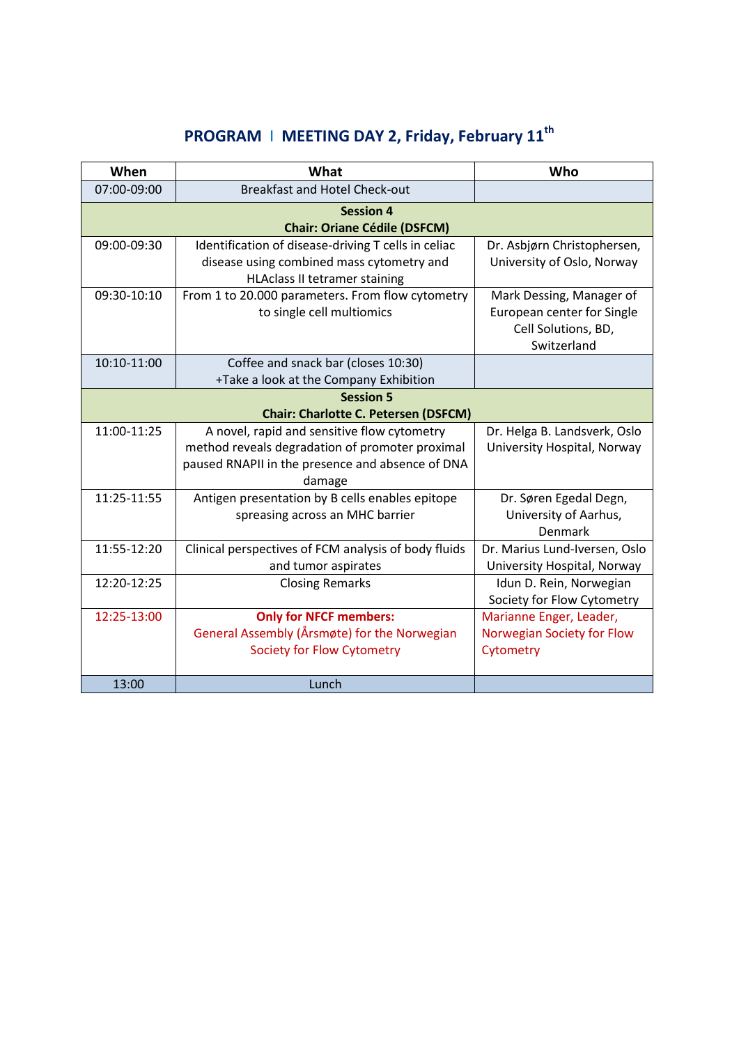## PROGRAM I MEETING DAY 2, Friday, February 11th

| When | What | Who |
|---|---|---|
| 07:00-09:00 | Breakfast and Hotel Check-out | |
| | **Session 4**<br>**Chair: Oriane Cédile (DSFCM)** | |
| 09:00-09:30 | Identification of disease-driving T cells in celiac disease using combined mass cytometry and HLAclass II tetramer staining | Dr. Asbjørn Christophersen, University of Oslo, Norway |
| 09:30-10:10 | From 1 to 20.000 parameters. From flow cytometry to single cell multiomics | Mark Dessing, Manager of European center for Single Cell Solutions, BD, Switzerland |
| 10:10-11:00 | Coffee and snack bar (closes 10:30)<br>+Take a look at the Company Exhibition | |
| | **Session 5**<br>**Chair: Charlotte C. Petersen (DSFCM)** | |
| 11:00-11:25 | A novel, rapid and sensitive flow cytometry method reveals degradation of promoter proximal paused RNAPII in the presence and absence of DNA damage | Dr. Helga B. Landsverk, Oslo University Hospital, Norway |
| 11:25-11:55 | Antigen presentation by B cells enables epitope spreasing across an MHC barrier | Dr. Søren Egedal Degn, University of Aarhus, Denmark |
| 11:55-12:20 | Clinical perspectives of FCM analysis of body fluids and tumor aspirates | Dr. Marius Lund-Iversen, Oslo University Hospital, Norway |
| 12:20-12:25 | Closing Remarks | Idun D. Rein, Norwegian Society for Flow Cytometry |
| 12:25-13:00 | **Only for NFCF members:**<br>General Assembly (Årsmøte) for the Norwegian Society for Flow Cytometry | Marianne Enger, Leader, Norwegian Society for Flow Cytometry |
| 13:00 | Lunch | |